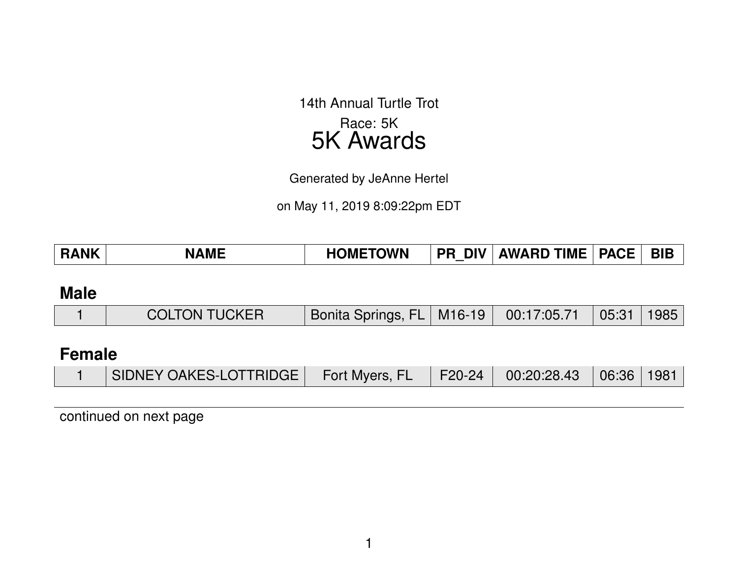14th Annual Turtle Trot

Race: 5K

# 5K Awards

Generated by JeAnne Hertel

on May 11, 2019 8:09:22pm EDT

| RANK | NAME | HOMETOWN | PR_DIV | AWARD TIME | PACE | BIB |
|---|---|---|---|---|---|---|
| **Male** | | | | | | |
| 1 | COLTON TUCKER | Bonita Springs, FL | M16-19 | 00:17:05.71 | 05:31 | 1985 |
| **Female** | | | | | | |
| 1 | SIDNEY OAKES-LOTTRIDGE | Fort Myers, FL | F20-24 | 00:20:28.43 | 06:36 | 1981 |

continued on next page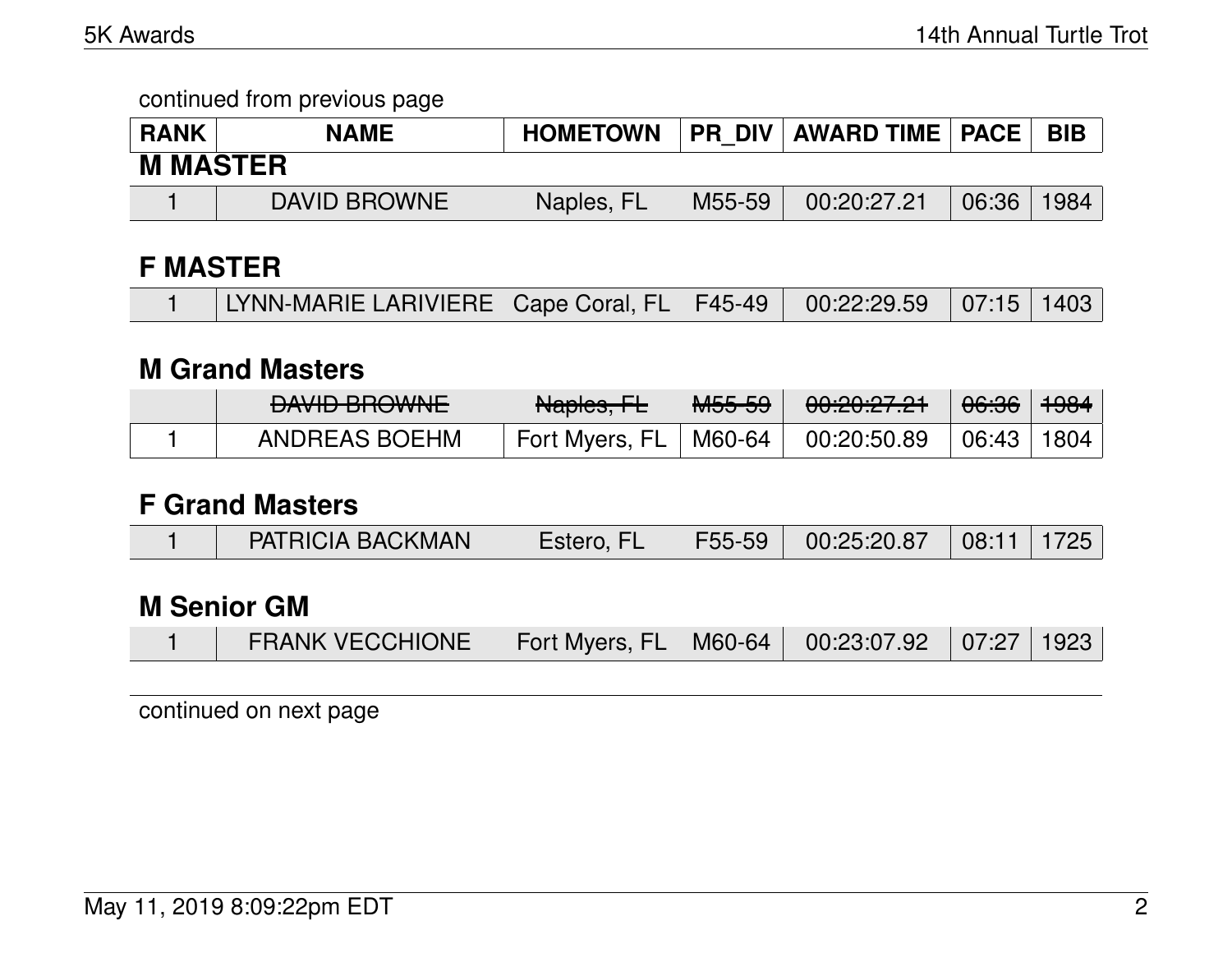continued from previous page

| RANK | NAME | HOMETOWN | PR_DIV | AWARD TIME | PACE | BIB |
|---|---|---|---|---|---|---|
| **M MASTER** | | | | | | |
| 1 | DAVID BROWNE | Naples, FL | M55-59 | 00:20:27.21 | 06:36 | 1984 |
| **F MASTER** | | | | | | |
| 1 | LYNN-MARIE LARIVIERE | Cape Coral, FL | F45-49 | 00:22:29.59 | 07:15 | 1403 |
| **M Grand Masters** | | | | | | |
| | ~~DAVID BROWNE~~ | ~~Naples, FL~~ | ~~M55-59~~ | ~~00:20:27.21~~ | ~~06:36~~ | ~~1984~~ |
| 1 | ANDREAS BOEHM | Fort Myers, FL | M60-64 | 00:20:50.89 | 06:43 | 1804 |
| **F Grand Masters** | | | | | | |
| 1 | PATRICIA BACKMAN | Estero, FL | F55-59 | 00:25:20.87 | 08:11 | 1725 |
| **M Senior GM** | | | | | | |
| 1 | FRANK VECCHIONE | Fort Myers, FL | M60-64 | 00:23:07.92 | 07:27 | 1923 |

continued on next page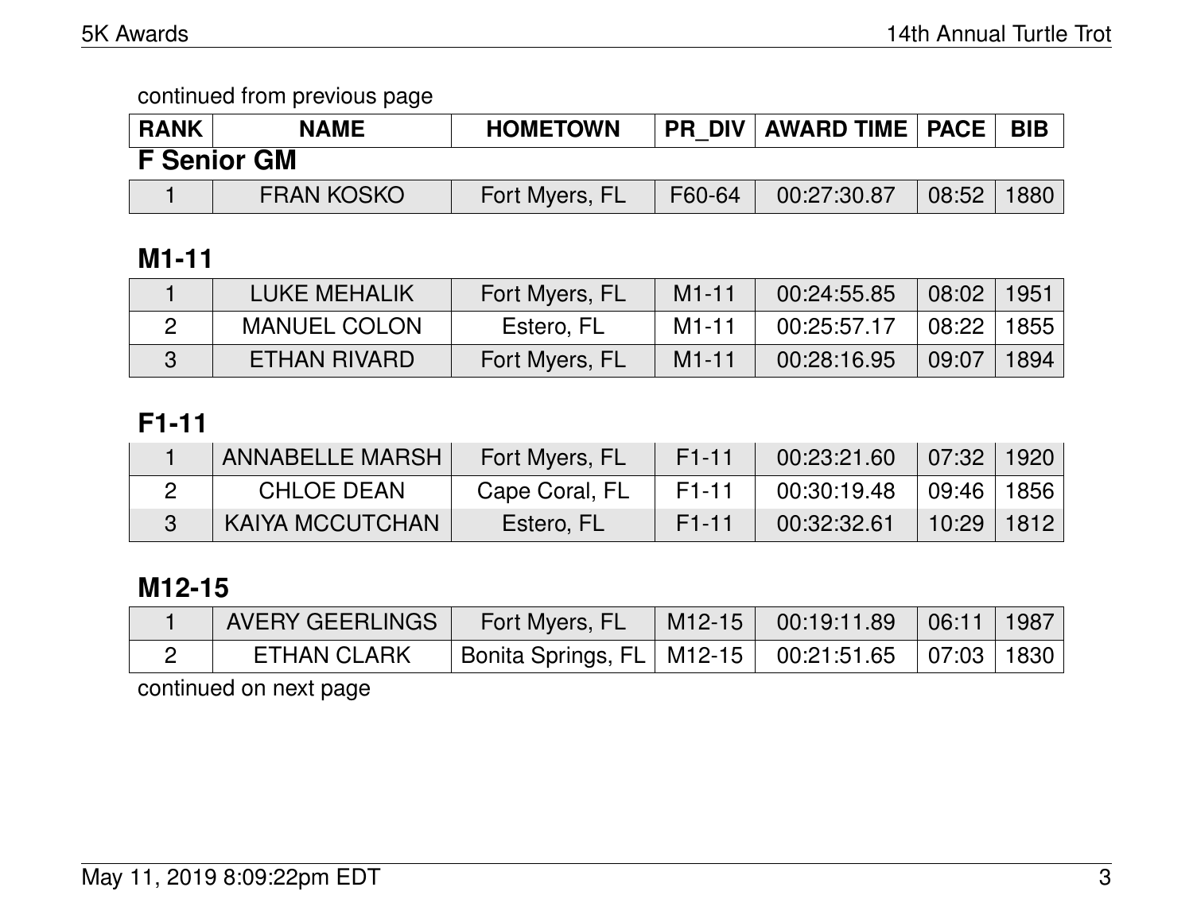continued from previous page

| RANK | NAME | HOMETOWN | PR_DIV | AWARD TIME | PACE | BIB |
|---|---|---|---|---|---|---|

### F Senior GM

| RANK | NAME | HOMETOWN | PR_DIV | AWARD TIME | PACE | BIB |
|---|---|---|---|---|---|---|
| 1 | FRAN KOSKO | Fort Myers, FL | F60-64 | 00:27:30.87 | 08:52 | 1880 |

### M1-11

| RANK | NAME | HOMETOWN | PR_DIV | AWARD TIME | PACE | BIB |
|---|---|---|---|---|---|---|
| 1 | LUKE MEHALIK | Fort Myers, FL | M1-11 | 00:24:55.85 | 08:02 | 1951 |
| 2 | MANUEL COLON | Estero, FL | M1-11 | 00:25:57.17 | 08:22 | 1855 |
| 3 | ETHAN RIVARD | Fort Myers, FL | M1-11 | 00:28:16.95 | 09:07 | 1894 |

### F1-11

| RANK | NAME | HOMETOWN | PR_DIV | AWARD TIME | PACE | BIB |
|---|---|---|---|---|---|---|
| 1 | ANNABELLE MARSH | Fort Myers, FL | F1-11 | 00:23:21.60 | 07:32 | 1920 |
| 2 | CHLOE DEAN | Cape Coral, FL | F1-11 | 00:30:19.48 | 09:46 | 1856 |
| 3 | KAIYA MCCUTCHAN | Estero, FL | F1-11 | 00:32:32.61 | 10:29 | 1812 |

### M12-15

| RANK | NAME | HOMETOWN | PR_DIV | AWARD TIME | PACE | BIB |
|---|---|---|---|---|---|---|
| 1 | AVERY GEERLINGS | Fort Myers, FL | M12-15 | 00:19:11.89 | 06:11 | 1987 |
| 2 | ETHAN CLARK | Bonita Springs, FL | M12-15 | 00:21:51.65 | 07:03 | 1830 |

continued on next page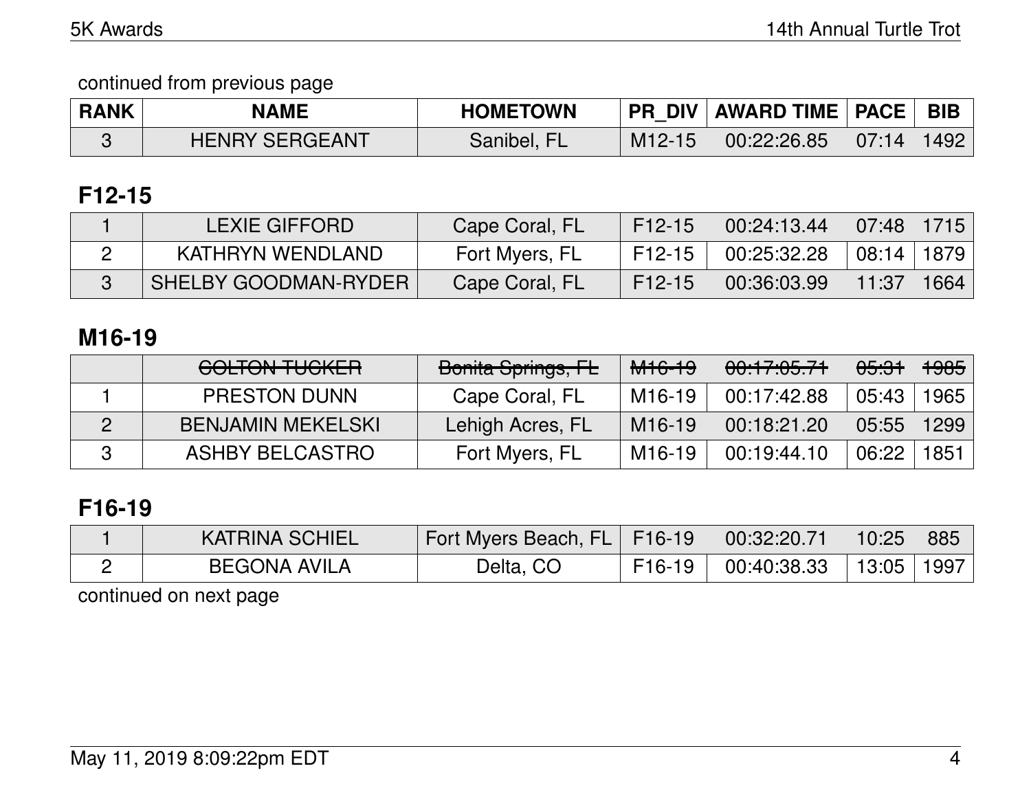continued from previous page

| RANK | NAME | HOMETOWN | PR_DIV | AWARD TIME | PACE | BIB |
|---|---|---|---|---|---|---|
| 3 | HENRY SERGEANT | Sanibel, FL | M12-15 | 00:22:26.85 | 07:14 | 1492 |

## F12-15

| RANK | NAME | HOMETOWN | PR_DIV | AWARD TIME | PACE | BIB |
|---|---|---|---|---|---|---|
| 1 | LEXIE GIFFORD | Cape Coral, FL | F12-15 | 00:24:13.44 | 07:48 | 1715 |
| 2 | KATHRYN WENDLAND | Fort Myers, FL | F12-15 | 00:25:32.28 | 08:14 | 1879 |
| 3 | SHELBY GOODMAN-RYDER | Cape Coral, FL | F12-15 | 00:36:03.99 | 11:37 | 1664 |

## M16-19

| RANK | NAME | HOMETOWN | PR_DIV | AWARD TIME | PACE | BIB |
|---|---|---|---|---|---|---|
| | ~~COLTON TUCKER~~ | ~~Bonita Springs, FL~~ | ~~M16-19~~ | ~~00:17:05.71~~ | ~~05:31~~ | ~~1985~~ |
| 1 | PRESTON DUNN | Cape Coral, FL | M16-19 | 00:17:42.88 | 05:43 | 1965 |
| 2 | BENJAMIN MEKELSKI | Lehigh Acres, FL | M16-19 | 00:18:21.20 | 05:55 | 1299 |
| 3 | ASHBY BELCASTRO | Fort Myers, FL | M16-19 | 00:19:44.10 | 06:22 | 1851 |

## F16-19

| RANK | NAME | HOMETOWN | PR_DIV | AWARD TIME | PACE | BIB |
|---|---|---|---|---|---|---|
| 1 | KATRINA SCHIEL | Fort Myers Beach, FL | F16-19 | 00:32:20.71 | 10:25 | 885 |
| 2 | BEGONA AVILA | Delta, CO | F16-19 | 00:40:38.33 | 13:05 | 1997 |

continued on next page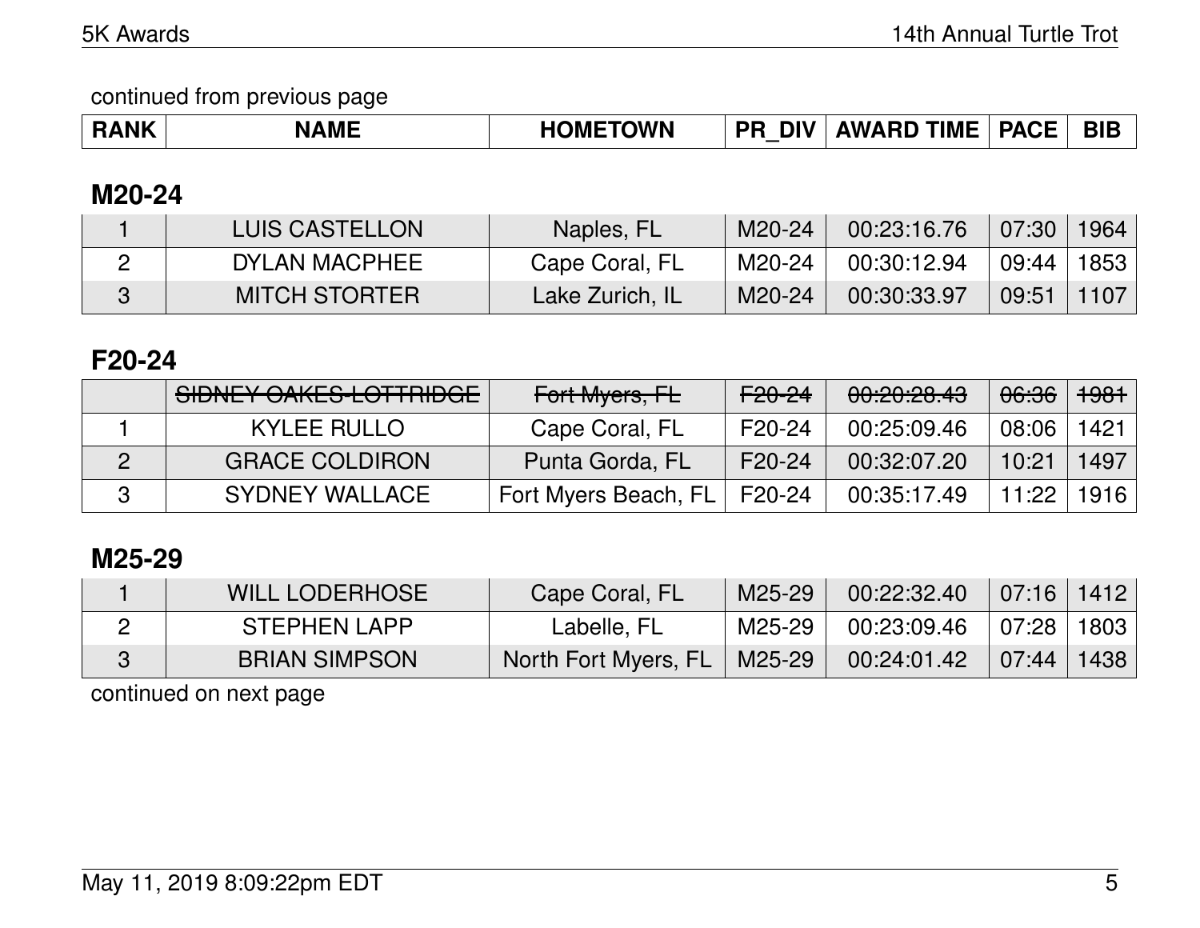continued from previous page

| RANK | NAME | HOMETOWN | PR_DIV | AWARD TIME | PACE | BIB |
|---|---|---|---|---|---|---|

## M20-24

| RANK | NAME | HOMETOWN | PR_DIV | AWARD TIME | PACE | BIB |
|---|---|---|---|---|---|---|
| 1 | LUIS CASTELLON | Naples, FL | M20-24 | 00:23:16.76 | 07:30 | 1964 |
| 2 | DYLAN MACPHEE | Cape Coral, FL | M20-24 | 00:30:12.94 | 09:44 | 1853 |
| 3 | MITCH STORTER | Lake Zurich, IL | M20-24 | 00:30:33.97 | 09:51 | 1107 |

## F20-24

| RANK | NAME | HOMETOWN | PR_DIV | AWARD TIME | PACE | BIB |
|---|---|---|---|---|---|---|
| | ~~SIDNEY OAKES-LOTTRIDGE~~ | ~~Fort Myers, FL~~ | ~~F20-24~~ | ~~00:20:28.43~~ | ~~06:36~~ | ~~1981~~ |
| 1 | KYLEE RULLO | Cape Coral, FL | F20-24 | 00:25:09.46 | 08:06 | 1421 |
| 2 | GRACE COLDIRON | Punta Gorda, FL | F20-24 | 00:32:07.20 | 10:21 | 1497 |
| 3 | SYDNEY WALLACE | Fort Myers Beach, FL | F20-24 | 00:35:17.49 | 11:22 | 1916 |

## M25-29

| RANK | NAME | HOMETOWN | PR_DIV | AWARD TIME | PACE | BIB |
|---|---|---|---|---|---|---|
| 1 | WILL LODERHOSE | Cape Coral, FL | M25-29 | 00:22:32.40 | 07:16 | 1412 |
| 2 | STEPHEN LAPP | Labelle, FL | M25-29 | 00:23:09.46 | 07:28 | 1803 |
| 3 | BRIAN SIMPSON | North Fort Myers, FL | M25-29 | 00:24:01.42 | 07:44 | 1438 |

continued on next page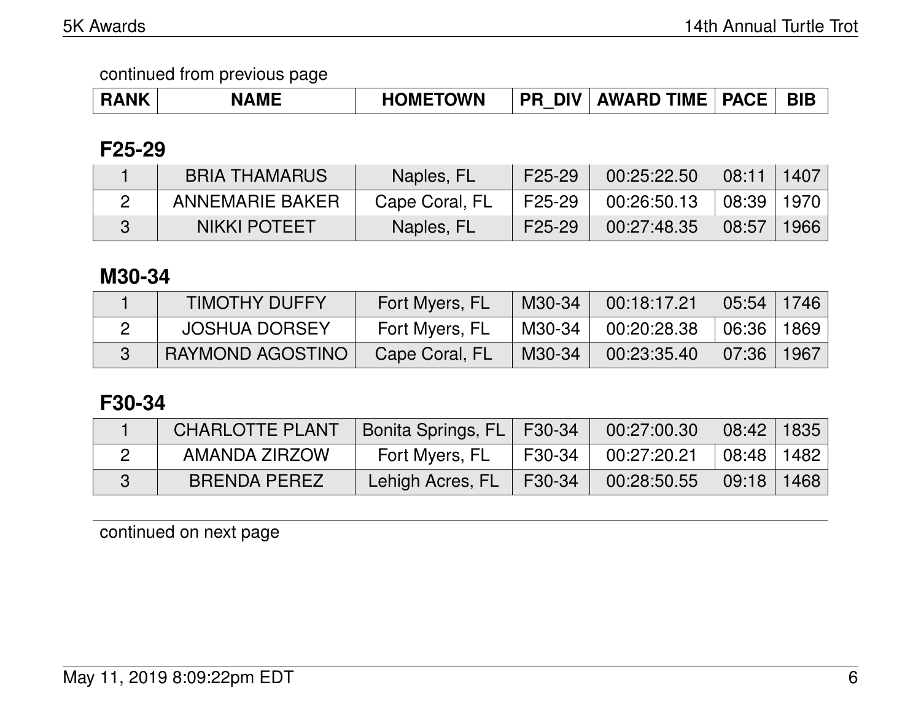continued from previous page

| RANK | NAME | HOMETOWN | PR_DIV | AWARD TIME | PACE | BIB |
|---|---|---|---|---|---|---|

## F25-29

| RANK | NAME | HOMETOWN | PR_DIV | AWARD TIME | PACE | BIB |
|---|---|---|---|---|---|---|
| 1 | BRIA THAMARUS | Naples, FL | F25-29 | 00:25:22.50 | 08:11 | 1407 |
| 2 | ANNEMARIE BAKER | Cape Coral, FL | F25-29 | 00:26:50.13 | 08:39 | 1970 |
| 3 | NIKKI POTEET | Naples, FL | F25-29 | 00:27:48.35 | 08:57 | 1966 |

## M30-34

| RANK | NAME | HOMETOWN | PR_DIV | AWARD TIME | PACE | BIB |
|---|---|---|---|---|---|---|
| 1 | TIMOTHY DUFFY | Fort Myers, FL | M30-34 | 00:18:17.21 | 05:54 | 1746 |
| 2 | JOSHUA DORSEY | Fort Myers, FL | M30-34 | 00:20:28.38 | 06:36 | 1869 |
| 3 | RAYMOND AGOSTINO | Cape Coral, FL | M30-34 | 00:23:35.40 | 07:36 | 1967 |

## F30-34

| RANK | NAME | HOMETOWN | PR_DIV | AWARD TIME | PACE | BIB |
|---|---|---|---|---|---|---|
| 1 | CHARLOTTE PLANT | Bonita Springs, FL | F30-34 | 00:27:00.30 | 08:42 | 1835 |
| 2 | AMANDA ZIRZOW | Fort Myers, FL | F30-34 | 00:27:20.21 | 08:48 | 1482 |
| 3 | BRENDA PEREZ | Lehigh Acres, FL | F30-34 | 00:28:50.55 | 09:18 | 1468 |

continued on next page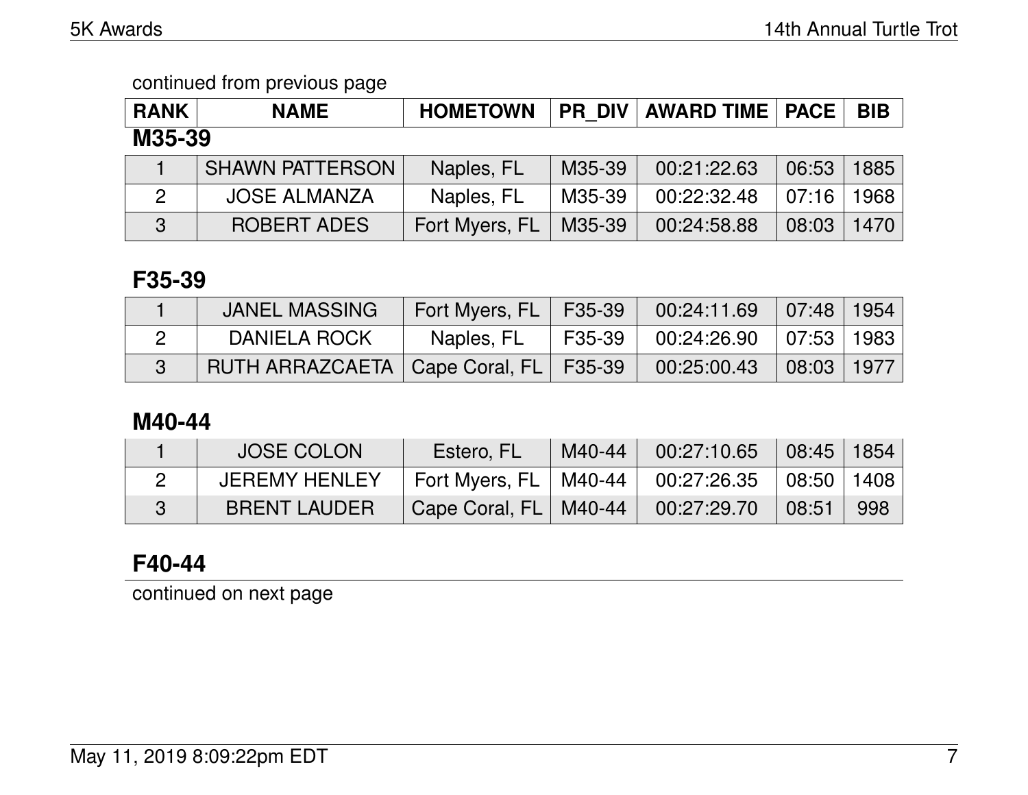continued from previous page

| RANK | NAME | HOMETOWN | PR_DIV | AWARD TIME | PACE | BIB |
|---|---|---|---|---|---|---|

**M35-39**

| RANK | NAME | HOMETOWN | PR_DIV | AWARD TIME | PACE | BIB |
|---|---|---|---|---|---|---|
| 1 | SHAWN PATTERSON | Naples, FL | M35-39 | 00:21:22.63 | 06:53 | 1885 |
| 2 | JOSE ALMANZA | Naples, FL | M35-39 | 00:22:32.48 | 07:16 | 1968 |
| 3 | ROBERT ADES | Fort Myers, FL | M35-39 | 00:24:58.88 | 08:03 | 1470 |

**F35-39**

| RANK | NAME | HOMETOWN | PR_DIV | AWARD TIME | PACE | BIB |
|---|---|---|---|---|---|---|
| 1 | JANEL MASSING | Fort Myers, FL | F35-39 | 00:24:11.69 | 07:48 | 1954 |
| 2 | DANIELA ROCK | Naples, FL | F35-39 | 00:24:26.90 | 07:53 | 1983 |
| 3 | RUTH ARRAZCAETA | Cape Coral, FL | F35-39 | 00:25:00.43 | 08:03 | 1977 |

**M40-44**

| RANK | NAME | HOMETOWN | PR_DIV | AWARD TIME | PACE | BIB |
|---|---|---|---|---|---|---|
| 1 | JOSE COLON | Estero, FL | M40-44 | 00:27:10.65 | 08:45 | 1854 |
| 2 | JEREMY HENLEY | Fort Myers, FL | M40-44 | 00:27:26.35 | 08:50 | 1408 |
| 3 | BRENT LAUDER | Cape Coral, FL | M40-44 | 00:27:29.70 | 08:51 | 998 |

**F40-44**

continued on next page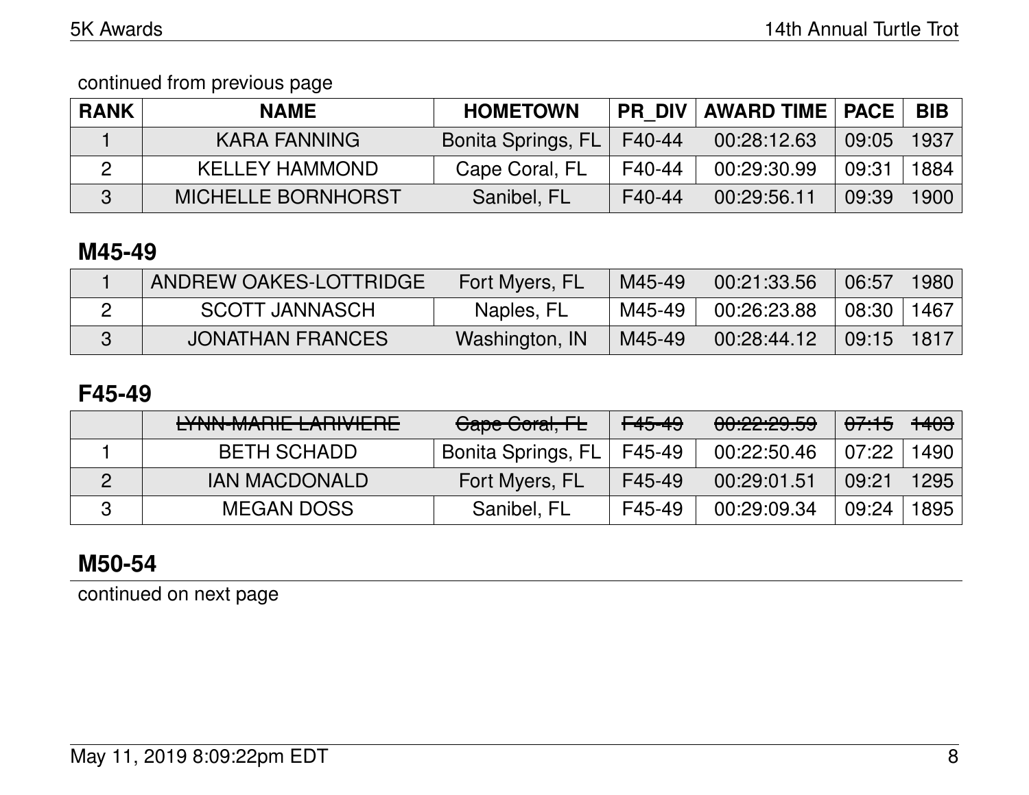continued from previous page

| RANK | NAME | HOMETOWN | PR_DIV | AWARD TIME | PACE | BIB |
|---|---|---|---|---|---|---|
| 1 | KARA FANNING | Bonita Springs, FL | F40-44 | 00:28:12.63 | 09:05 | 1937 |
| 2 | KELLEY HAMMOND | Cape Coral, FL | F40-44 | 00:29:30.99 | 09:31 | 1884 |
| 3 | MICHELLE BORNHORST | Sanibel, FL | F40-44 | 00:29:56.11 | 09:39 | 1900 |

## M45-49

| RANK | NAME | HOMETOWN | PR_DIV | AWARD TIME | PACE | BIB |
|---|---|---|---|---|---|---|
| 1 | ANDREW OAKES-LOTTRIDGE | Fort Myers, FL | M45-49 | 00:21:33.56 | 06:57 | 1980 |
| 2 | SCOTT JANNASCH | Naples, FL | M45-49 | 00:26:23.88 | 08:30 | 1467 |
| 3 | JONATHAN FRANCES | Washington, IN | M45-49 | 00:28:44.12 | 09:15 | 1817 |

## F45-49

| RANK | NAME | HOMETOWN | PR_DIV | AWARD TIME | PACE | BIB |
|---|---|---|---|---|---|---|
| | ~~LYNN-MARIE LARIVIERE~~ | ~~Cape Coral, FL~~ | ~~F45-49~~ | ~~00:22:29.59~~ | ~~07:15~~ | ~~1403~~ |
| 1 | BETH SCHADD | Bonita Springs, FL | F45-49 | 00:22:50.46 | 07:22 | 1490 |
| 2 | IAN MACDONALD | Fort Myers, FL | F45-49 | 00:29:01.51 | 09:21 | 1295 |
| 3 | MEGAN DOSS | Sanibel, FL | F45-49 | 00:29:09.34 | 09:24 | 1895 |

## M50-54

continued on next page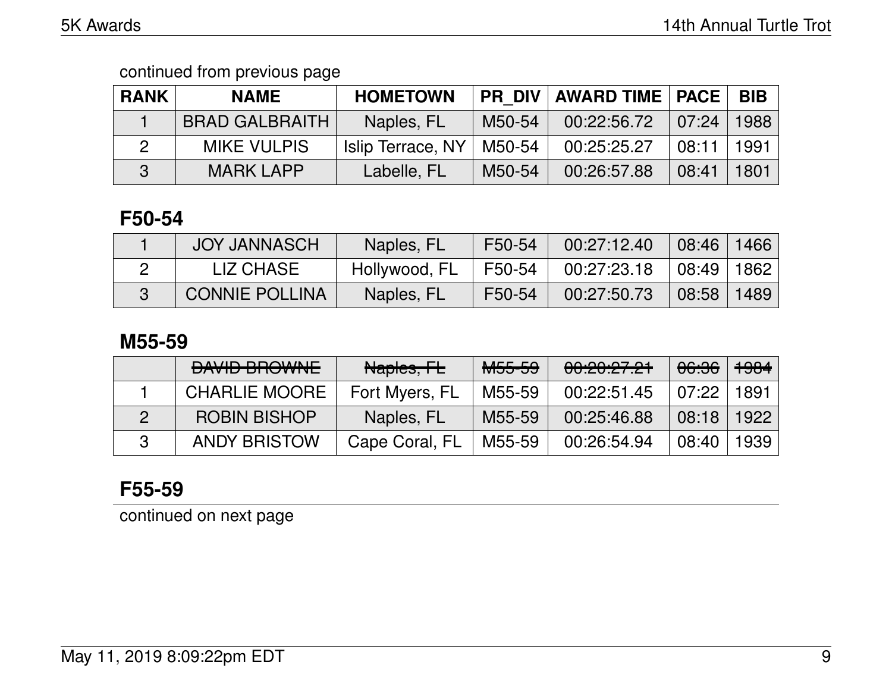continued from previous page

| RANK | NAME | HOMETOWN | PR_DIV | AWARD TIME | PACE | BIB |
|---|---|---|---|---|---|---|
| 1 | BRAD GALBRAITH | Naples, FL | M50-54 | 00:22:56.72 | 07:24 | 1988 |
| 2 | MIKE VULPIS | Islip Terrace, NY | M50-54 | 00:25:25.27 | 08:11 | 1991 |
| 3 | MARK LAPP | Labelle, FL | M50-54 | 00:26:57.88 | 08:41 | 1801 |

## F50-54

| RANK | NAME | HOMETOWN | PR_DIV | AWARD TIME | PACE | BIB |
|---|---|---|---|---|---|---|
| 1 | JOY JANNASCH | Naples, FL | F50-54 | 00:27:12.40 | 08:46 | 1466 |
| 2 | LIZ CHASE | Hollywood, FL | F50-54 | 00:27:23.18 | 08:49 | 1862 |
| 3 | CONNIE POLLINA | Naples, FL | F50-54 | 00:27:50.73 | 08:58 | 1489 |

## M55-59

| RANK | NAME | HOMETOWN | PR_DIV | AWARD TIME | PACE | BIB |
|---|---|---|---|---|---|---|
| | ~~DAVID BROWNE~~ | ~~Naples, FL~~ | ~~M55-59~~ | ~~00:20:27.21~~ | ~~06:36~~ | ~~1984~~ |
| 1 | CHARLIE MOORE | Fort Myers, FL | M55-59 | 00:22:51.45 | 07:22 | 1891 |
| 2 | ROBIN BISHOP | Naples, FL | M55-59 | 00:25:46.88 | 08:18 | 1922 |
| 3 | ANDY BRISTOW | Cape Coral, FL | M55-59 | 00:26:54.94 | 08:40 | 1939 |

## F55-59

continued on next page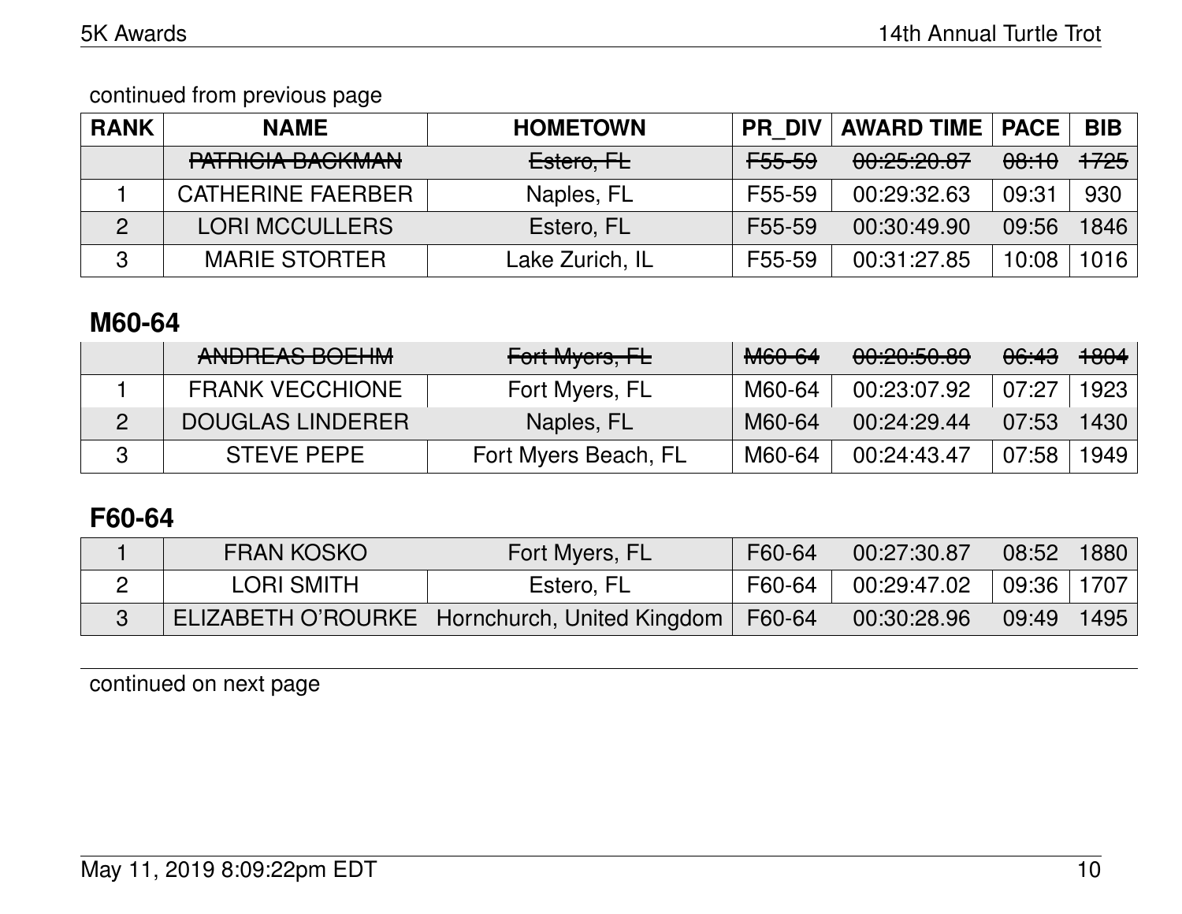continued from previous page

| RANK | NAME | HOMETOWN | PR_DIV | AWARD TIME | PACE | BIB |
|---|---|---|---|---|---|---|
| | ~~PATRICIA BACKMAN~~ | ~~Estero, FL~~ | ~~F55-59~~ | ~~00:25:20.87~~ | ~~08:10~~ | ~~1725~~ |
| 1 | CATHERINE FAERBER | Naples, FL | F55-59 | 00:29:32.63 | 09:31 | 930 |
| 2 | LORI MCCULLERS | Estero, FL | F55-59 | 00:30:49.90 | 09:56 | 1846 |
| 3 | MARIE STORTER | Lake Zurich, IL | F55-59 | 00:31:27.85 | 10:08 | 1016 |

## M60-64

| RANK | NAME | HOMETOWN | PR_DIV | AWARD TIME | PACE | BIB |
|---|---|---|---|---|---|---|
| | ~~ANDREAS BOEHM~~ | ~~Fort Myers, FL~~ | ~~M60-64~~ | ~~00:20:50.89~~ | ~~06:43~~ | ~~1804~~ |
| 1 | FRANK VECCHIONE | Fort Myers, FL | M60-64 | 00:23:07.92 | 07:27 | 1923 |
| 2 | DOUGLAS LINDERER | Naples, FL | M60-64 | 00:24:29.44 | 07:53 | 1430 |
| 3 | STEVE PEPE | Fort Myers Beach, FL | M60-64 | 00:24:43.47 | 07:58 | 1949 |

## F60-64

| RANK | NAME | HOMETOWN | PR_DIV | AWARD TIME | PACE | BIB |
|---|---|---|---|---|---|---|
| 1 | FRAN KOSKO | Fort Myers, FL | F60-64 | 00:27:30.87 | 08:52 | 1880 |
| 2 | LORI SMITH | Estero, FL | F60-64 | 00:29:47.02 | 09:36 | 1707 |
| 3 | ELIZABETH O'ROURKE | Hornchurch, United Kingdom | F60-64 | 00:30:28.96 | 09:49 | 1495 |

continued on next page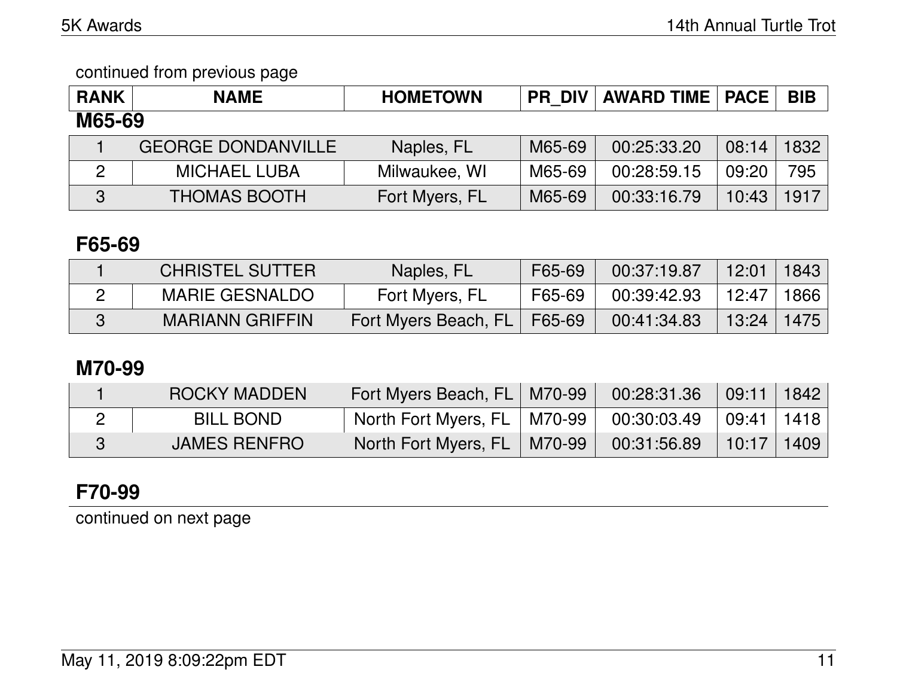continued from previous page

| RANK | NAME | HOMETOWN | PR_DIV | AWARD TIME | PACE | BIB |
|---|---|---|---|---|---|---|

## M65-69

| RANK | NAME | HOMETOWN | PR_DIV | AWARD TIME | PACE | BIB |
|---|---|---|---|---|---|---|
| 1 | GEORGE DONDANVILLE | Naples, FL | M65-69 | 00:25:33.20 | 08:14 | 1832 |
| 2 | MICHAEL LUBA | Milwaukee, WI | M65-69 | 00:28:59.15 | 09:20 | 795 |
| 3 | THOMAS BOOTH | Fort Myers, FL | M65-69 | 00:33:16.79 | 10:43 | 1917 |

## F65-69

| RANK | NAME | HOMETOWN | PR_DIV | AWARD TIME | PACE | BIB |
|---|---|---|---|---|---|---|
| 1 | CHRISTEL SUTTER | Naples, FL | F65-69 | 00:37:19.87 | 12:01 | 1843 |
| 2 | MARIE GESNALDO | Fort Myers, FL | F65-69 | 00:39:42.93 | 12:47 | 1866 |
| 3 | MARIANN GRIFFIN | Fort Myers Beach, FL | F65-69 | 00:41:34.83 | 13:24 | 1475 |

## M70-99

| RANK | NAME | HOMETOWN | PR_DIV | AWARD TIME | PACE | BIB |
|---|---|---|---|---|---|---|
| 1 | ROCKY MADDEN | Fort Myers Beach, FL | M70-99 | 00:28:31.36 | 09:11 | 1842 |
| 2 | BILL BOND | North Fort Myers, FL | M70-99 | 00:30:03.49 | 09:41 | 1418 |
| 3 | JAMES RENFRO | North Fort Myers, FL | M70-99 | 00:31:56.89 | 10:17 | 1409 |

## F70-99

continued on next page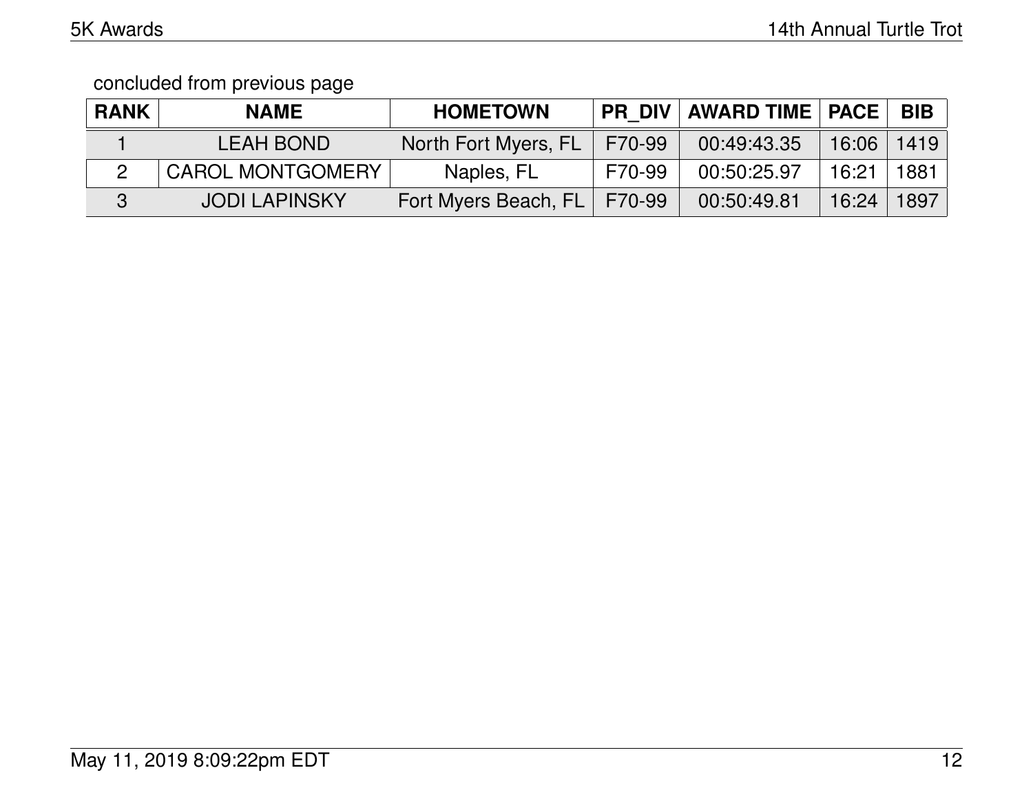concluded from previous page

| RANK | NAME | HOMETOWN | PR_DIV | AWARD TIME | PACE | BIB |
|---|---|---|---|---|---|---|
| 1 | LEAH BOND | North Fort Myers, FL | F70-99 | 00:49:43.35 | 16:06 | 1419 |
| 2 | CAROL MONTGOMERY | Naples, FL | F70-99 | 00:50:25.97 | 16:21 | 1881 |
| 3 | JODI LAPINSKY | Fort Myers Beach, FL | F70-99 | 00:50:49.81 | 16:24 | 1897 |